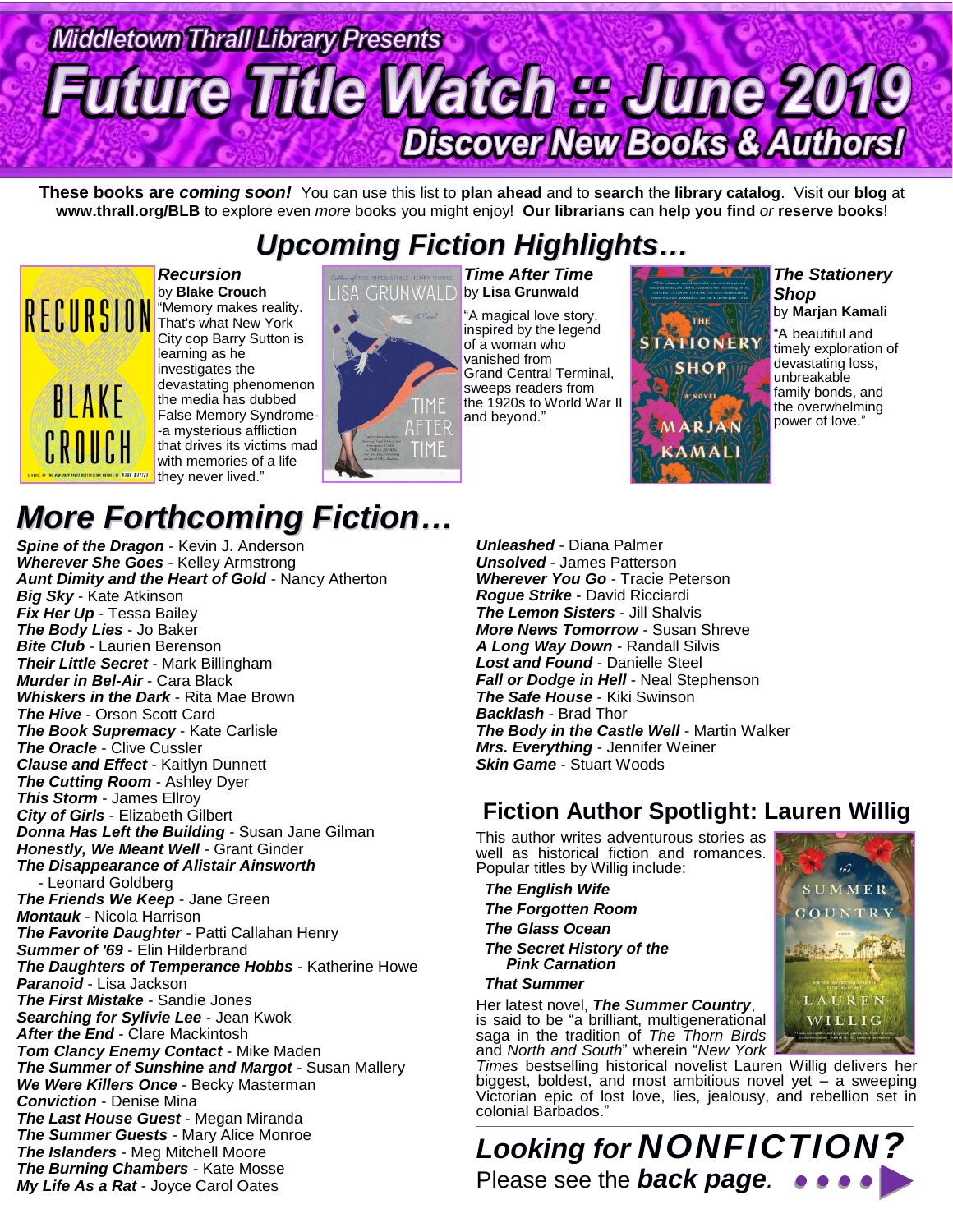# Middletown Thrall Library Presents

# Future Title Watch :: June 2019

## Discover New Books & Authors!

**These books are *coming soon!*** You can use this list to **plan ahead** and to **search** the **library catalog**. Visit our **blog** at **www.thrall.org/BLB** to explore even *more* books you might enjoy! **Our librarians** can **help you find** *or* **reserve books**!

## *Upcoming Fiction Highlights…*

***Recursion***
by **Blake Crouch**
"Memory makes reality. That's what New York City cop Barry Sutton is learning as he investigates the devastating phenomenon the media has dubbed False Memory Syndrome--a mysterious affliction that drives its victims mad with memories of a life they never lived."

***Time After Time***
by **Lisa Grunwald**
"A magical love story, inspired by the legend of a woman who vanished from Grand Central Terminal, sweeps readers from the 1920s to World War II and beyond."

***The Stationery Shop***
by **Marjan Kamali**
"A beautiful and timely exploration of devastating loss, unbreakable family bonds, and the overwhelming power of love."

## *More Forthcoming Fiction…*

***Spine of the Dragon*** - Kevin J. Anderson
***Wherever She Goes*** - Kelley Armstrong
***Aunt Dimity and the Heart of Gold*** - Nancy Atherton
***Big Sky*** - Kate Atkinson
***Fix Her Up*** - Tessa Bailey
***The Body Lies*** - Jo Baker
***Bite Club*** - Laurien Berenson
***Their Little Secret*** - Mark Billingham
***Murder in Bel-Air*** - Cara Black
***Whiskers in the Dark*** - Rita Mae Brown
***The Hive*** - Orson Scott Card
***The Book Supremacy*** - Kate Carlisle
***The Oracle*** - Clive Cussler
***Clause and Effect*** - Kaitlyn Dunnett
***The Cutting Room*** - Ashley Dyer
***This Storm*** - James Ellroy
***City of Girls*** - Elizabeth Gilbert
***Donna Has Left the Building*** - Susan Jane Gilman
***Honestly, We Meant Well*** - Grant Ginder
***The Disappearance of Alistair Ainsworth*** - Leonard Goldberg
***The Friends We Keep*** - Jane Green
***Montauk*** - Nicola Harrison
***The Favorite Daughter*** - Patti Callahan Henry
***Summer of '69*** - Elin Hilderbrand
***The Daughters of Temperance Hobbs*** - Katherine Howe
***Paranoid*** - Lisa Jackson
***The First Mistake*** - Sandie Jones
***Searching for Sylvie Lee*** - Jean Kwok
***After the End*** - Clare Mackintosh
***Tom Clancy Enemy Contact*** - Mike Maden
***The Summer of Sunshine and Margot*** - Susan Mallery
***We Were Killers Once*** - Becky Masterman
***Conviction*** - Denise Mina
***The Last House Guest*** - Megan Miranda
***The Summer Guests*** - Mary Alice Monroe
***The Islanders*** - Meg Mitchell Moore
***The Burning Chambers*** - Kate Mosse
***My Life As a Rat*** - Joyce Carol Oates
***Unleashed*** - Diana Palmer
***Unsolved*** - James Patterson
***Wherever You Go*** - Tracie Peterson
***Rogue Strike*** - David Ricciardi
***The Lemon Sisters*** - Jill Shalvis
***More News Tomorrow*** - Susan Shreve
***A Long Way Down*** - Randall Silvis
***Lost and Found*** - Danielle Steel
***Fall or Dodge in Hell*** - Neal Stephenson
***The Safe House*** - Kiki Swinson
***Backlash*** - Brad Thor
***The Body in the Castle Well*** - Martin Walker
***Mrs. Everything*** - Jennifer Weiner
***Skin Game*** - Stuart Woods

## Fiction Author Spotlight: Lauren Willig

This author writes adventurous stories as well as historical fiction and romances. Popular titles by Willig include:

- ***The English Wife***
- ***The Forgotten Room***
- ***The Glass Ocean***
- ***The Secret History of the Pink Carnation***
- ***That Summer***

Her latest novel, ***The Summer Country***, is said to be "a brilliant, multigenerational saga in the tradition of *The Thorn Birds* and *North and South*" wherein "*New York Times* bestselling historical novelist Lauren Willig delivers her biggest, boldest, and most ambitious novel yet – a sweeping Victorian epic of lost love, lies, jealousy, and rebellion set in colonial Barbados."

## *Looking for NONFICTION?*

Please see the ***back page***.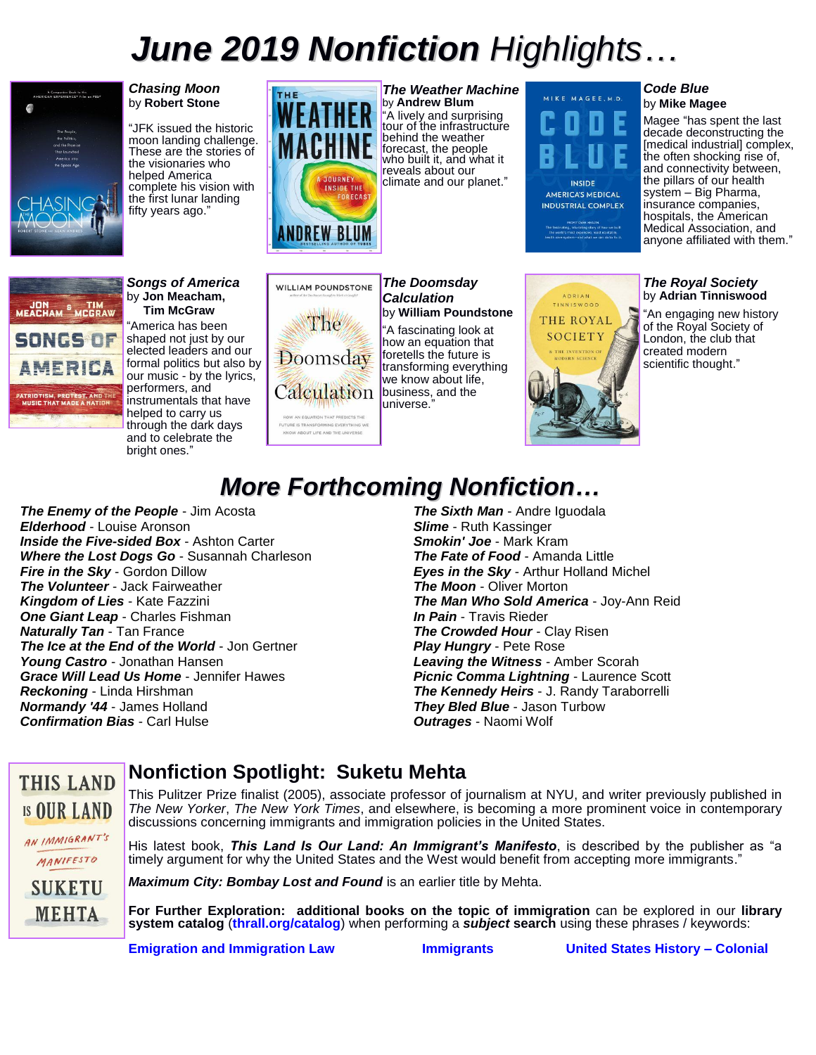# *June 2019 Nonfiction Highlights…*

***Chasing Moon***
by **Robert Stone**

"JFK issued the historic moon landing challenge. These are the stories of the visionaries who helped America complete his vision with the first lunar landing fifty years ago."

***The Weather Machine***
by **Andrew Blum**

"A lively and surprising tour of the infrastructure behind the weather forecast, the people who built it, and what it reveals about our climate and our planet."

***Code Blue***
by **Mike Magee**

Magee "has spent the last decade deconstructing the [medical industrial] complex, the often shocking rise of, and connectivity between, the pillars of our health system – Big Pharma, insurance companies, hospitals, the American Medical Association, and anyone affiliated with them."

***Songs of America***
by **Jon Meacham, Tim McGraw**

"America has been shaped not just by our elected leaders and our formal politics but also by our music - by the lyrics, performers, and instrumentals that have helped to carry us through the dark days and to celebrate the bright ones."

***The Doomsday Calculation***
by **William Poundstone**

"A fascinating look at how an equation that foretells the future is transforming everything we know about life, business, and the universe."

***The Royal Society***
by **Adrian Tinniswood**

"An engaging new history of the Royal Society of London, the club that created modern scientific thought."

## *More Forthcoming Nonfiction…*

- ***The Enemy of the People*** - Jim Acosta
- ***Elderhood*** - Louise Aronson
- ***Inside the Five-sided Box*** - Ashton Carter
- ***Where the Lost Dogs Go*** - Susannah Charleson
- ***Fire in the Sky*** - Gordon Dillow
- ***The Volunteer*** - Jack Fairweather
- ***Kingdom of Lies*** - Kate Fazzini
- ***One Giant Leap*** - Charles Fishman
- ***Naturally Tan*** - Tan France
- ***The Ice at the End of the World*** - Jon Gertner
- ***Young Castro*** - Jonathan Hansen
- ***Grace Will Lead Us Home*** - Jennifer Hawes
- ***Reckoning*** - Linda Hirshman
- ***Normandy '44*** - James Holland
- ***Confirmation Bias*** - Carl Hulse
- ***The Sixth Man*** - Andre Iguodala
- ***Slime*** - Ruth Kassinger
- ***Smokin' Joe*** - Mark Kram
- ***The Fate of Food*** - Amanda Little
- ***Eyes in the Sky*** - Arthur Holland Michel
- ***The Moon*** - Oliver Morton
- ***The Man Who Sold America*** - Joy-Ann Reid
- ***In Pain*** - Travis Rieder
- ***The Crowded Hour*** - Clay Risen
- ***Play Hungry*** - Pete Rose
- ***Leaving the Witness*** - Amber Scorah
- ***Picnic Comma Lightning*** - Laurence Scott
- ***The Kennedy Heirs*** - J. Randy Taraborrelli
- ***They Bled Blue*** - Jason Turbow
- ***Outrages*** - Naomi Wolf

## Nonfiction Spotlight: Suketu Mehta

This Pulitzer Prize finalist (2005), associate professor of journalism at NYU, and writer previously published in *The New Yorker*, *The New York Times*, and elsewhere, is becoming a more prominent voice in contemporary discussions concerning immigrants and immigration policies in the United States.

His latest book, ***This Land Is Our Land: An Immigrant's Manifesto***, is described by the publisher as "a timely argument for why the United States and the West would benefit from accepting more immigrants."

***Maximum City: Bombay Lost and Found*** is an earlier title by Mehta.

**For Further Exploration: additional books on the topic of immigration** can be explored in our **library system catalog** (**thrall.org/catalog**) when performing a ***subject*** **search** using these phrases / keywords:

**Emigration and Immigration Law** | **Immigrants** | **United States History – Colonial**